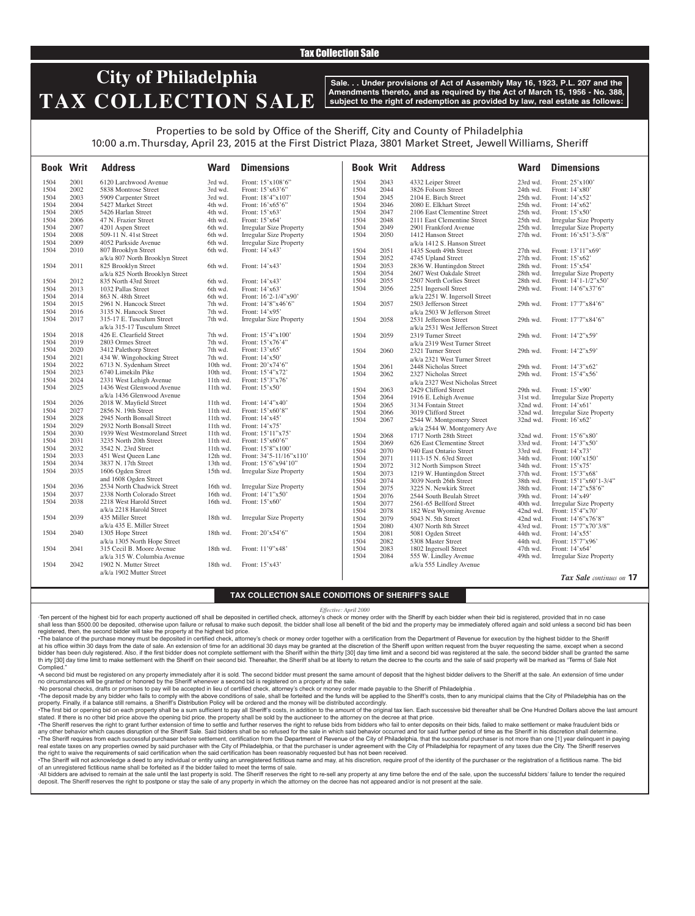# City of Philadelphia TAX COLLECTION SALE

**Sale. . . Under provisions of Act of Assembly May 16, 1923, P.L. 207 and the Amendments thereto, and as required by the Act of March 15, 1956 - No. 388, subject to the right of redemption as provided by law, real estate as follows:**

Properties to be sold by Office of the Sheriff, City and County of Philadelphia
10:00 a.m. Thursday, April 23, 2015 at the First District Plaza, 3801 Market Street, Jewell Williams, Sheriff

| Book | Writ | Address | Ward | Dimensions |
|---|---|---|---|---|
| 1504 | 2001 | 6120 Larchwood Avenue | 3rd wd. | Front: 15'x108'6" |
| 1504 | 2002 | 5838 Montrose Street | 3rd wd. | Front: 15'x63'6" |
| 1504 | 2003 | 5909 Carpenter Street | 3rd wd. | Front: 18'4"x107' |
| 1504 | 2004 | 5427 Market Street | 4th wd. | Front: 16'x65'6" |
| 1504 | 2005 | 5426 Harlan Street | 4th wd. | Front: 15'x63' |
| 1504 | 2006 | 47 N. Frazier Street | 4th wd. | Front: 15'x64' |
| 1504 | 2007 | 4201 Aspen Street | 6th wd. | Irregular Size Property |
| 1504 | 2008 | 509-11 N. 41st Street | 6th wd. | Irregular Size Property |
| 1504 | 2009 | 4052 Parkside Avenue | 6th wd. | Irregular Size Property |
| 1504 | 2010 | 807 Brooklyn Street a/k/a 807 North Brooklyn Street | 6th wd. | Front: 14'x43' |
| 1504 | 2011 | 825 Brooklyn Street a/k/a 825 North Brooklyn Street | 6th wd. | Front: 14'x43' |
| 1504 | 2012 | 835 North 43rd Street | 6th wd. | Front: 14'x43' |
| 1504 | 2013 | 1032 Pallas Street | 6th wd. | Front: 14'x63' |
| 1504 | 2014 | 863 N. 48th Street | 6th wd. | Front: 16'2-1/4"x90' |
| 1504 | 2015 | 2961 N. Hancock Street | 7th wd. | Front: 14'8"x46'6" |
| 1504 | 2016 | 3135 N. Hancock Street | 7th wd. | Front: 14'x95' |
| 1504 | 2017 | 315-17 E. Tusculum Street a/k/a 315-17 Tusculum Street | 7th wd. | Irregular Size Property |
| 1504 | 2018 | 426 E. Clearfield Street | 7th wd. | Front: 15'4"x100' |
| 1504 | 2019 | 2803 Ormes Street | 7th wd. | Front: 15'x76'4" |
| 1504 | 2020 | 3412 Palethorp Street | 7th wd. | Front: 13'x65' |
| 1504 | 2021 | 434 W. Wingohocking Street | 7th wd. | Front: 14'x50' |
| 1504 | 2022 | 6713 N. Sydenham Street | 10th wd. | Front: 20'x74'6" |
| 1504 | 2023 | 6740 Limekiln Pike | 10th wd. | Front: 15'4"x72' |
| 1504 | 2024 | 2331 West Lehigh Avenue | 11th wd. | Front: 15'3"x76' |
| 1504 | 2025 | 1436 West Glenwood Avenue a/k/a 1436 Glenwood Avenue | 11th wd. | Front: 15'x50' |
| 1504 | 2026 | 2018 W. Mayfield Street | 11th wd. | Front: 14'4"x40' |
| 1504 | 2027 | 2856 N. 19th Street | 11th wd. | Front: 15'x60'8" |
| 1504 | 2028 | 2945 North Bonsall Street | 11th wd. | Front: 14'x45' |
| 1504 | 2029 | 2932 North Bonsall Street | 11th wd. | Front: 14'x75' |
| 1504 | 2030 | 1939 West Westmoreland Street | 11th wd. | Front: 15'11"x75' |
| 1504 | 2031 | 3235 North 20th Street | 11th wd. | Front: 15'x60'6" |
| 1504 | 2032 | 3542 N. 23rd Street | 11th wd. | Front: 15'8"x100' |
| 1504 | 2033 | 451 West Queen Lane | 12th wd. | Front: 34'5-11/16"x110' |
| 1504 | 2034 | 3837 N. 17th Street | 13th wd. | Front: 15'6"x94'10" |
| 1504 | 2035 | 1606 Ogden Street and 1608 Ogden Street | 15th wd. | Irregular Size Property |
| 1504 | 2036 | 2534 North Chadwick Street | 16th wd. | Irregular Size Property |
| 1504 | 2037 | 2338 North Colorado Street | 16th wd. | Front: 14'1"x50' |
| 1504 | 2038 | 2218 West Harold Street a/k/a 2218 Harold Street | 16th wd. | Front: 15'x60' |
| 1504 | 2039 | 435 Miller Street a/k/a 435 E. Miller Street | 18th wd. | Irregular Size Property |
| 1504 | 2040 | 1305 Hope Street a/k/a 1305 North Hope Street | 18th wd. | Front: 20'x54'6" |
| 1504 | 2041 | 315 Cecil B. Moore Avenue a/k/a 315 W. Columbia Avenue | 18th wd. | Front: 11'9"x48' |
| 1504 | 2042 | 1902 N. Mutter Street a/k/a 1902 Mutter Street | 18th wd. | Front: 15'x43' |
| 1504 | 2043 | 4332 Leiper Street | 23rd wd. | Front: 25'x100' |
| 1504 | 2044 | 3826 Folsom Street | 24th wd. | Front: 14'x80' |
| 1504 | 2045 | 2104 E. Birch Street | 25th wd. | Front: 14'x52' |
| 1504 | 2046 | 2080 E. Elkhart Street | 25th wd. | Front: 14'x62' |
| 1504 | 2047 | 2106 East Clementine Street | 25th wd. | Front: 15'x50' |
| 1504 | 2048 | 2111 East Clementine Street | 25th wd. | Irregular Size Property |
| 1504 | 2049 | 2901 Frankford Avenue | 25th wd. | Irregular Size Property |
| 1504 | 2050 | 1412 Hanson Street a/k/a 1412 S. Hanson Street | 27th wd. | Front: 16'x51'3-5/8" |
| 1504 | 2051 | 1435 South 49th Street | 27th wd. | Front: 13'11"x69' |
| 1504 | 2052 | 4745 Upland Street | 27th wd. | Front: 15'x62' |
| 1504 | 2053 | 2836 W. Huntingdon Street | 28th wd. | Front: 15'x54' |
| 1504 | 2054 | 2607 West Oakdale Street | 28th wd. | Irregular Size Property |
| 1504 | 2055 | 2507 North Corlies Street | 28th wd. | Front: 14'1-1/2"x50' |
| 1504 | 2056 | 2251 Ingersoll Street a/k/a 2251 W. Ingersoll Street | 29th wd. | Front: 14'6"x37'6" |
| 1504 | 2057 | 2503 Jefferson Street a/k/a 2503 W Jefferson Street | 29th wd. | Front: 17'7"x84'6" |
| 1504 | 2058 | 2531 Jefferson Street a/k/a 2531 West Jefferson Street | 29th wd. | Front: 17'7"x84'6" |
| 1504 | 2059 | 2319 Turner Street a/k/a 2319 West Turner Street | 29th wd. | Front: 14'2"x59' |
| 1504 | 2060 | 2321 Turner Street a/k/a 2321 West Turner Street | 29th wd. | Front: 14'2"x59' |
| 1504 | 2061 | 2448 Nicholas Street | 29th wd. | Front: 14'3"x62' |
| 1504 | 2062 | 2327 Nicholas Street a/k/a 2327 West Nicholas Street | 29th wd. | Front: 15'4"x56' |
| 1504 | 2063 | 2429 Clifford Street | 29th wd. | Front: 15'x90' |
| 1504 | 2064 | 1916 E. Lehigh Avenue | 31st wd. | Irregular Size Property |
| 1504 | 2065 | 3134 Fontain Street | 32nd wd. | Front: 14'x61' |
| 1504 | 2066 | 3019 Clifford Street | 32nd wd. | Irregular Size Property |
| 1504 | 2067 | 2544 W. Montgomery Street a/k/a 2544 W. Montgomery Ave | 32nd wd. | Front: 16'x62' |
| 1504 | 2068 | 1717 North 28th Street | 32nd wd. | Front: 15'6"x80' |
| 1504 | 2069 | 626 East Clementine Street | 33rd wd. | Front: 14'3"x50' |
| 1504 | 2070 | 940 East Ontario Street | 33rd wd. | Front: 14'x73' |
| 1504 | 2071 | 1113-15 N. 63rd Street | 34th wd. | Front: 100'x150' |
| 1504 | 2072 | 312 North Simpson Street | 34th wd. | Front: 15'x75' |
| 1504 | 2073 | 1219 W. Huntingdon Street | 37th wd. | Front: 15'3"x68' |
| 1504 | 2074 | 3039 North 26th Street | 38th wd. | Front: 15'1"x60'1-3/4" |
| 1504 | 2075 | 3225 N. Newkirk Street | 38th wd. | Front: 14'2"x58'6" |
| 1504 | 2076 | 2544 South Beulah Street | 39th wd. | Front: 14'x49' |
| 1504 | 2077 | 2561-65 Bellford Street | 40th wd. | Irregular Size Property |
| 1504 | 2078 | 182 West Wyoming Avenue | 42nd wd. | Front: 15'4"x70' |
| 1504 | 2079 | 5043 N. 5th Street | 42nd wd. | Front: 14'6"x76'8" |
| 1504 | 2080 | 4307 North 8th Street | 43rd wd. | Front: 15'7"x70'3/8" |
| 1504 | 2081 | 5081 Ogden Street | 44th wd. | Front: 14'x55' |
| 1504 | 2082 | 5308 Master Street | 44th wd. | Front: 15'7"x96' |
| 1504 | 2083 | 1802 Ingersoll Street | 47th wd. | Front: 14'x64' |
| 1504 | 2084 | 555 W. Lindley Avenue a/k/a 555 Lindley Avenue | 49th wd. | Irregular Size Property |

*Tax Sale continues on* **17**

## TAX COLLECTION SALE CONDITIONS OF SHERIFF'S SALE

*Effective: April 2000*

·Ten percent of the highest bid for each property auctioned off shall be deposited in certified check, attorney's check or money order with the Sheriff by each bidder when their bid is registered, provided that in no case shall less than $500.00 be deposited, otherwise upon failure or refusal to make such deposit, the bidder shall lose all benefit of the bid and the property may be immediately offered again and sold unless a second bid has been registered, then, the second bidder will take the property at the highest bid price.

•The balance of the purchase money must be deposited in certified check, attorney's check or money order together with a certification from the Department of Revenue for execution by the highest bidder to the Sheriff at his office within 30 days from the date of sale. An extension of time for an additional 30 days may be granted at the discretion of the Sheriff upon written request from the buyer requesting the same, except when a second bidder has been duly registered. Also, if the first bidder does not complete settlement with the Sheriff within the thirty [30] day time limit and a second bid was registered at the sale, the second bidder shall be granted the same th irty [30] day time limit to make settlement with the Sheriff on their second bid. Thereafter, the Sheriff shall be at liberty to return the decree to the courts and the sale of said property will be marked as "Terms of Sale Not Complied."

•A second bid must be registered on any property immediately after it is sold. The second bidder must present the same amount of deposit that the highest bidder delivers to the Sheriff at the sale. An extension of time under no circumstances will be granted or honored by the Sheriff whenever a second bid is registered on a property at the sale.

·No personal checks, drafts or promises to pay will be accepted in lieu of certified check, attorney's check or money order made payable to the Sheriff of Philadelphia .

•The deposit made by any bidder who fails to comply with the above conditions of sale, shall be forteited and the funds will be applied to the Sheriff's costs, then to any municipal claims that the City of Philadelphia has on the property. Finally, if a balance still remains, a Sheriff's Distribution Policy will be ordered and the money will be distributed accordingly.

•The first bid or opening bid on each property shall be a sum sufficient to pay all Sheriff's costs, in addition to the amount of the original tax lien. Each successive bid thereafter shall be One Hundred Dollars above the last amount stated. If there is no other bid price above the opening bid price, the property shall be sold by the auctioneer to the attorney on the decree at that price.

•The Sheriff reserves the right to grant further extension of time to settle and further reserves the right to refuse bids from bidders who fail to enter deposits on their bids, failed to make settlement or make fraudulent bids or any other behavior which causes disruption of the Sheriff Sale. Said bidders shall be so refused for the sale in which said behavior occurred and for said further period of time as the Sheriff in his discretion shall determine.

•The Sheriff requires from each successful purchaser before settlement, certification from the Department of Revenue of the City of Philadelphia, that the successful purchaser is not more than one [1] year delinquent in paying real estate taxes on any properties owned by said purchaser with the City of Philadelphia, or that the purchaser is under agreement with the City of Philadelphia for repayment of any taxes due the City. The Sheriff reserves the right to waive the requirements of said certification when the said certification has been reasonably requested but has not been received.

•The Sheriff will not acknowledge a deed to any individual or entity using an unregistered fictitious name and may, at his discretion, require proof of the identity of the purchaser or the registration of a fictitious name. The bid of an unregistered fictitious name shall be forfeited as if the bidder failed to meet the terms of sale.

·All bidders are advised to remain at the sale until the last property is sold. The Sheriff reserves the right to re-sell any property at any time before the end of the sale, upon the successful bidders' failure to tender the required deposit. The Sheriff reserves the right to postpone or stay the sale of any property in which the attorney on the decree has not appeared and/or is not present at the sale.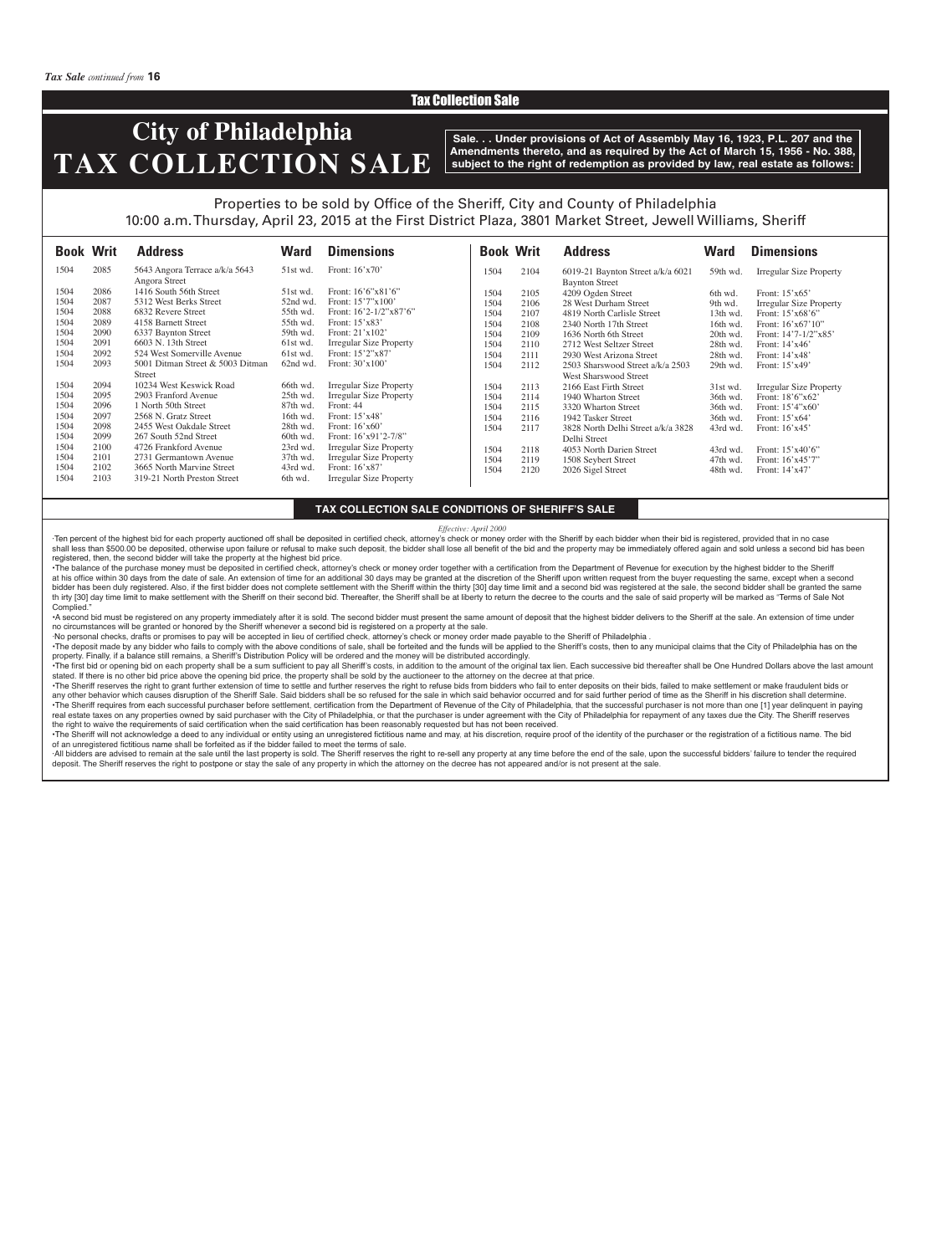*Tax Sale continued from* **16**

Tax Collection Sale

# City of Philadelphia TAX COLLECTION SALE

**Sale. . . Under provisions of Act of Assembly May 16, 1923, P.L. 207 and the Amendments thereto, and as required by the Act of March 15, 1956 - No. 388, subject to the right of redemption as provided by law, real estate as follows:**

Properties to be sold by Office of the Sheriff, City and County of Philadelphia
10:00 a.m. Thursday, April 23, 2015 at the First District Plaza, 3801 Market Street, Jewell Williams, Sheriff

| Book | Writ | Address | Ward | Dimensions |
|---|---|---|---|---|
| 1504 | 2085 | 5643 Angora Terrace a/k/a 5643 Angora Street | 51st wd. | Front: 16'x70' |
| 1504 | 2086 | 1416 South 56th Street | 51st wd. | Front: 16'6"x81'6" |
| 1504 | 2087 | 5312 West Berks Street | 52nd wd. | Front: 15'7"x100' |
| 1504 | 2088 | 6832 Revere Street | 55th wd. | Front: 16'2-1/2"x87'6" |
| 1504 | 2089 | 4158 Barnett Street | 55th wd. | Front: 15'x83' |
| 1504 | 2090 | 6337 Baynton Street | 59th wd. | Front: 21'x102' |
| 1504 | 2091 | 6603 N. 13th Street | 61st wd. | Irregular Size Property |
| 1504 | 2092 | 524 West Somerville Avenue | 61st wd. | Front: 15'2"x87' |
| 1504 | 2093 | 5001 Ditman Street & 5003 Ditman Street | 62nd wd. | Front: 30'x100' |
| 1504 | 2094 | 10234 West Keswick Road | 66th wd. | Irregular Size Property |
| 1504 | 2095 | 2903 Franford Avenue | 25th wd. | Irregular Size Property |
| 1504 | 2096 | 1 North 50th Street | 87th wd. | Front: 44 |
| 1504 | 2097 | 2568 N. Gratz Street | 16th wd. | Front: 15'x48' |
| 1504 | 2098 | 2455 West Oakdale Street | 28th wd. | Front: 16'x60' |
| 1504 | 2099 | 267 South 52nd Street | 60th wd. | Front: 16'x91'2-7/8" |
| 1504 | 2100 | 4726 Frankford Avenue | 23rd wd. | Irregular Size Property |
| 1504 | 2101 | 2731 Germantown Avenue | 37th wd. | Irregular Size Property |
| 1504 | 2102 | 3665 North Marvine Street | 43rd wd. | Front: 16'x87' |
| 1504 | 2103 | 319-21 North Preston Street | 6th wd. | Irregular Size Property |
| 1504 | 2104 | 6019-21 Baynton Street a/k/a 6021 Baynton Street | 59th wd. | Irregular Size Property |
| 1504 | 2105 | 4209 Ogden Street | 6th wd. | Front: 15'x65' |
| 1504 | 2106 | 28 West Durham Street | 9th wd. | Irregular Size Property |
| 1504 | 2107 | 4819 North Carlisle Street | 13th wd. | Front: 15'x68'6" |
| 1504 | 2108 | 2340 North 17th Street | 16th wd. | Front: 16'x67'10" |
| 1504 | 2109 | 1636 North 6th Street | 20th wd. | Front: 14'7-1/2"x85' |
| 1504 | 2110 | 2712 West Seltzer Street | 28th wd. | Front: 14'x46' |
| 1504 | 2111 | 2930 West Arizona Street | 28th wd. | Front: 14'x48' |
| 1504 | 2112 | 2503 Sharswood Street a/k/a 2503 West Sharswood Street | 29th wd. | Front: 15'x49' |
| 1504 | 2113 | 2166 East Firth Street | 31st wd. | Irregular Size Property |
| 1504 | 2114 | 1940 Wharton Street | 36th wd. | Front: 18'6"x62' |
| 1504 | 2115 | 3320 Wharton Street | 36th wd. | Front: 15'4"x60' |
| 1504 | 2116 | 1942 Tasker Street | 36th wd. | Front: 15'x64' |
| 1504 | 2117 | 3828 North Delhi Street a/k/a 3828 Delhi Street | 43rd wd. | Front: 16'x45' |
| 1504 | 2118 | 4053 North Darien Street | 43rd wd. | Front: 15'x40'6" |
| 1504 | 2119 | 1508 Seybert Street | 47th wd. | Front: 16'x45'7" |
| 1504 | 2120 | 2026 Sigel Street | 48th wd. | Front: 14'x47' |

## TAX COLLECTION SALE CONDITIONS OF SHERIFF'S SALE

*Effective: April 2000*

·Ten percent of the highest bid for each property auctioned off shall be deposited in certified check, attorney's check or money order with the Sheriff by each bidder when their bid is registered, provided that in no case shall less than $500.00 be deposited, otherwise upon failure or refusal to make such deposit, the bidder shall lose all benefit of the bid and the property may be immediately offered again and sold unless a second bid has been registered, then, the second bidder will take the property at the highest bid price.

•The balance of the purchase money must be deposited in certified check, attorney's check or money order together with a certification from the Department of Revenue for execution by the highest bidder to the Sheriff at his office within 30 days from the date of sale. An extension of time for an additional 30 days may be granted at the discretion of the Sheriff upon written request from the buyer requesting the same, except when a second bidder has been duly registered. Also, if the first bidder does not complete settlement with the Sheriff within the thirty [30] day time limit and a second bid was registered at the sale, the second bidder shall be granted the same th irty [30] day time limit to make settlement with the Sheriff on their second bid. Thereafter, the Sheriff shall be at liberty to return the decree to the courts and the sale of said property will be marked as "Terms of Sale Not Complied."

•A second bid must be registered on any property immediately after it is sold. The second bidder must present the same amount of deposit that the highest bidder delivers to the Sheriff at the sale. An extension of time under no circumstances will be granted or honored by the Sheriff whenever a second bid is registered on a property at the sale.

·No personal checks, drafts or promises to pay will be accepted in lieu of certified check, attorney's check or money order made payable to the Sheriff of Philadelphia .

•The deposit made by any bidder who fails to comply with the above conditions of sale, shall be forteited and the funds will be applied to the Sheriff's costs, then to any municipal claims that the City of Philadelphia has on the property. Finally, if a balance still remains, a Sheriff's Distribution Policy will be ordered and the money will be distributed accordingly.

•The first bid or opening bid on each property shall be a sum sufficient to pay all Sheriff's costs, in addition to the amount of the original tax lien. Each successive bid thereafter shall be One Hundred Dollars above the last amount stated. If there is no other bid price above the opening bid price, the property shall be sold by the auctioneer to the attorney on the decree at that price.

•The Sheriff reserves the right to grant further extension of time to settle and further reserves the right to refuse bids from bidders who fail to enter deposits on their bids, failed to make settlement or make fraudulent bids or any other behavior which causes disruption of the Sheriff Sale. Said bidders shall be so refused for the sale in which said behavior occurred and for said further period of time as the Sheriff in his discretion shall determine.

•The Sheriff requires from each successful purchaser before settlement, certification from the Department of Revenue of the City of Philadelphia, that the successful purchaser is not more than one [1] year delinquent in paying real estate taxes on any properties owned by said purchaser with the City of Philadelphia, or that the purchaser is under agreement with the City of Philadelphia for repayment of any taxes due the City. The Sheriff reserves the right to waive the requirements of said certification when the said certification has been reasonably requested but has not been received.

•The Sheriff will not acknowledge a deed to any individual or entity using an unregistered fictitious name and may, at his discretion, require proof of the identity of the purchaser or the registration of a fictitious name. The bid of an unregistered fictitious name shall be forfeited as if the bidder failed to meet the terms of sale.

·All bidders are advised to remain at the sale until the last property is sold. The Sheriff reserves the right to re-sell any property at any time before the end of the sale, upon the successful bidders' failure to tender the required deposit. The Sheriff reserves the right to postpone or stay the sale of any property in which the attorney on the decree has not appeared and/or is not present at the sale.